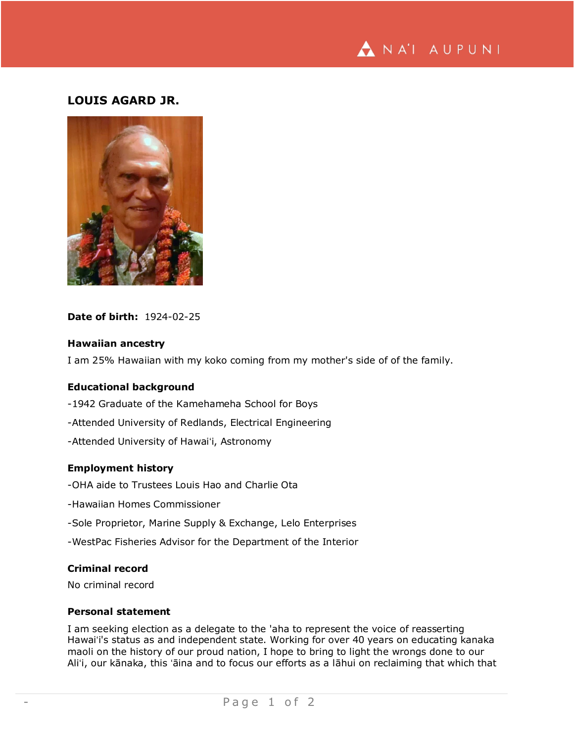## LOUIS AGARD JR.

**Date of birth:** 1924-02-25

### Hawaiian ancestry

I am 25% Hawaiian with my koko coming from my mother's side of of the family.

### Educational background

-1942 Graduate of the Kamehameha School for Boys

-Attended University of Redlands, Electrical Engineering

-Attended University of Hawaiʻi, Astronomy

### Employment history

-OHA aide to Trustees Louis Hao and Charlie Ota

-Hawaiian Homes Commissioner

-Sole Proprietor, Marine Supply & Exchange, Lelo Enterprises

-WestPac Fisheries Advisor for the Department of the Interior

### Criminal record

No criminal record

### Personal statement

I am seeking election as a delegate to the 'aha to represent the voice of reasserting Hawaiʻi's status as and independent state. Working for over 40 years on educating kanaka maoli on the history of our proud nation, I hope to bring to light the wrongs done to our Aliʻi, our kānaka, this ʻāina and to focus our efforts as a lāhui on reclaiming that which that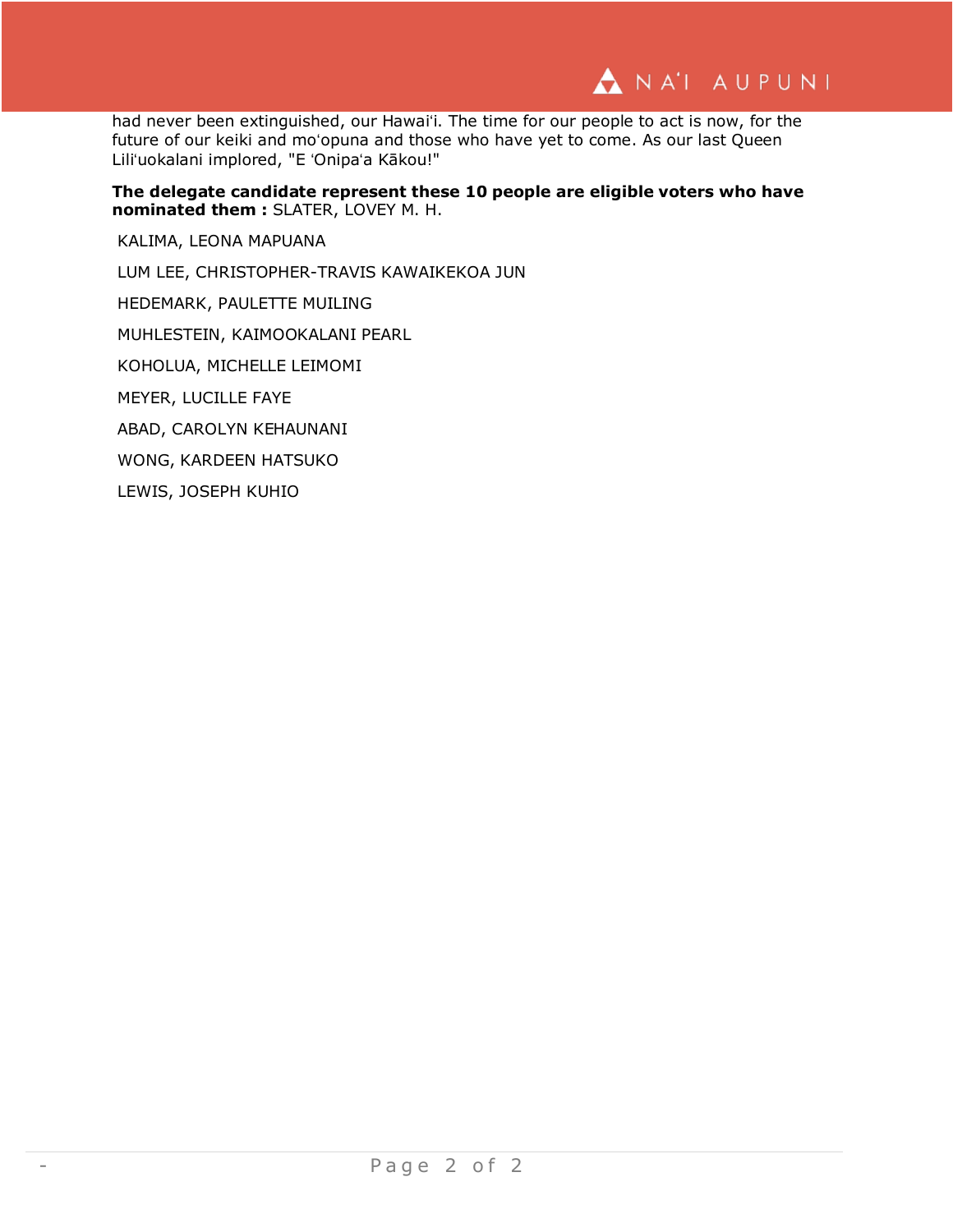had never been extinguished, our Hawaiʻi. The time for our people to act is now, for the future of our keiki and moʻopuna and those who have yet to come. As our last Queen Liliʻuokalani implored, "E ʻOnipaʻa Kākou!"

**The delegate candidate represent these 10 people are eligible voters who have nominated them :** SLATER, LOVEY M. H.

KALIMA, LEONA MAPUANA

LUM LEE, CHRISTOPHER-TRAVIS KAWAIKEKOA JUN

HEDEMARK, PAULETTE MUILING

MUHLESTEIN, KAIMOOKALANI PEARL

KOHOLUA, MICHELLE LEIMOMI

MEYER, LUCILLE FAYE

ABAD, CAROLYN KEHAUNANI

WONG, KARDEEN HATSUKO

LEWIS, JOSEPH KUHIO